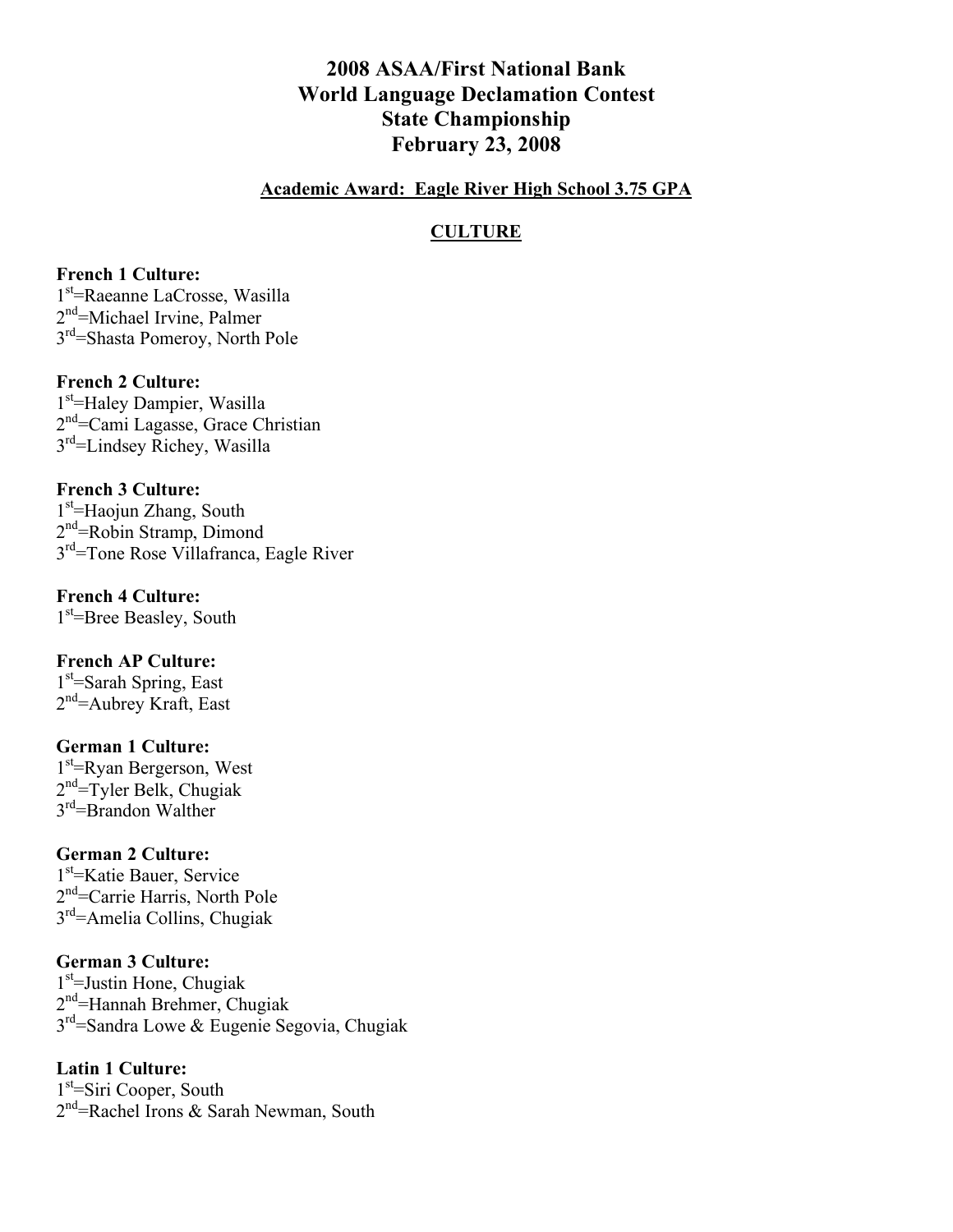# 2008 ASAA/First National Bank World Language Declamation Contest State Championship February 23, 2008

**Academic Award: Eagle River High School 3.75 GPA**

## CULTURE

**French 1 Culture:**
1st=Raeanne LaCrosse, Wasilla
2nd=Michael Irvine, Palmer
3rd=Shasta Pomeroy, North Pole

**French 2 Culture:**
1st=Haley Dampier, Wasilla
2nd=Cami Lagasse, Grace Christian
3rd=Lindsey Richey, Wasilla

**French 3 Culture:**
1st=Haojun Zhang, South
2nd=Robin Stramp, Dimond
3rd=Tone Rose Villafranca, Eagle River

**French 4 Culture:**
1st=Bree Beasley, South

**French AP Culture:**
1st=Sarah Spring, East
2nd=Aubrey Kraft, East

**German 1 Culture:**
1st=Ryan Bergerson, West
2nd=Tyler Belk, Chugiak
3rd=Brandon Walther

**German 2 Culture:**
1st=Katie Bauer, Service
2nd=Carrie Harris, North Pole
3rd=Amelia Collins, Chugiak

**German 3 Culture:**
1st=Justin Hone, Chugiak
2nd=Hannah Brehmer, Chugiak
3rd=Sandra Lowe & Eugenie Segovia, Chugiak

**Latin 1 Culture:**
1st=Siri Cooper, South
2nd=Rachel Irons & Sarah Newman, South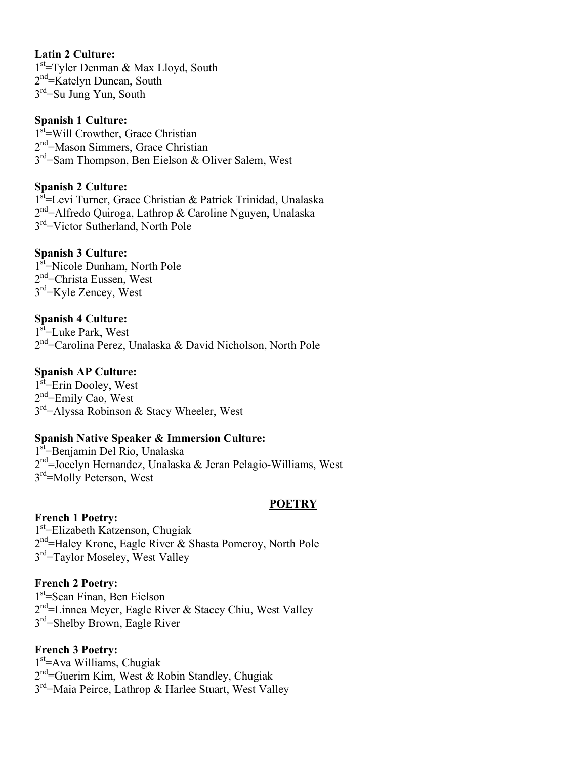**Latin 2 Culture:**
1st=Tyler Denman & Max Lloyd, South
2nd=Katelyn Duncan, South
3rd=Su Jung Yun, South

**Spanish 1 Culture:**
1st=Will Crowther, Grace Christian
2nd=Mason Simmers, Grace Christian
3rd=Sam Thompson, Ben Eielson & Oliver Salem, West

**Spanish 2 Culture:**
1st=Levi Turner, Grace Christian & Patrick Trinidad, Unalaska
2nd=Alfredo Quiroga, Lathrop & Caroline Nguyen, Unalaska
3rd=Victor Sutherland, North Pole

**Spanish 3 Culture:**
1st=Nicole Dunham, North Pole
2nd=Christa Eussen, West
3rd=Kyle Zencey, West

**Spanish 4 Culture:**
1st=Luke Park, West
2nd=Carolina Perez, Unalaska & David Nicholson, North Pole

**Spanish AP Culture:**
1st=Erin Dooley, West
2nd=Emily Cao, West
3rd=Alyssa Robinson & Stacy Wheeler, West

**Spanish Native Speaker & Immersion Culture:**
1st=Benjamin Del Rio, Unalaska
2nd=Jocelyn Hernandez, Unalaska & Jeran Pelagio-Williams, West
3rd=Molly Peterson, West

## POETRY

**French 1 Poetry:**
1st=Elizabeth Katzenson, Chugiak
2nd=Haley Krone, Eagle River & Shasta Pomeroy, North Pole
3rd=Taylor Moseley, West Valley

**French 2 Poetry:**
1st=Sean Finan, Ben Eielson
2nd=Linnea Meyer, Eagle River & Stacey Chiu, West Valley
3rd=Shelby Brown, Eagle River

**French 3 Poetry:**
1st=Ava Williams, Chugiak
2nd=Guerim Kim, West & Robin Standley, Chugiak
3rd=Maia Peirce, Lathrop & Harlee Stuart, West Valley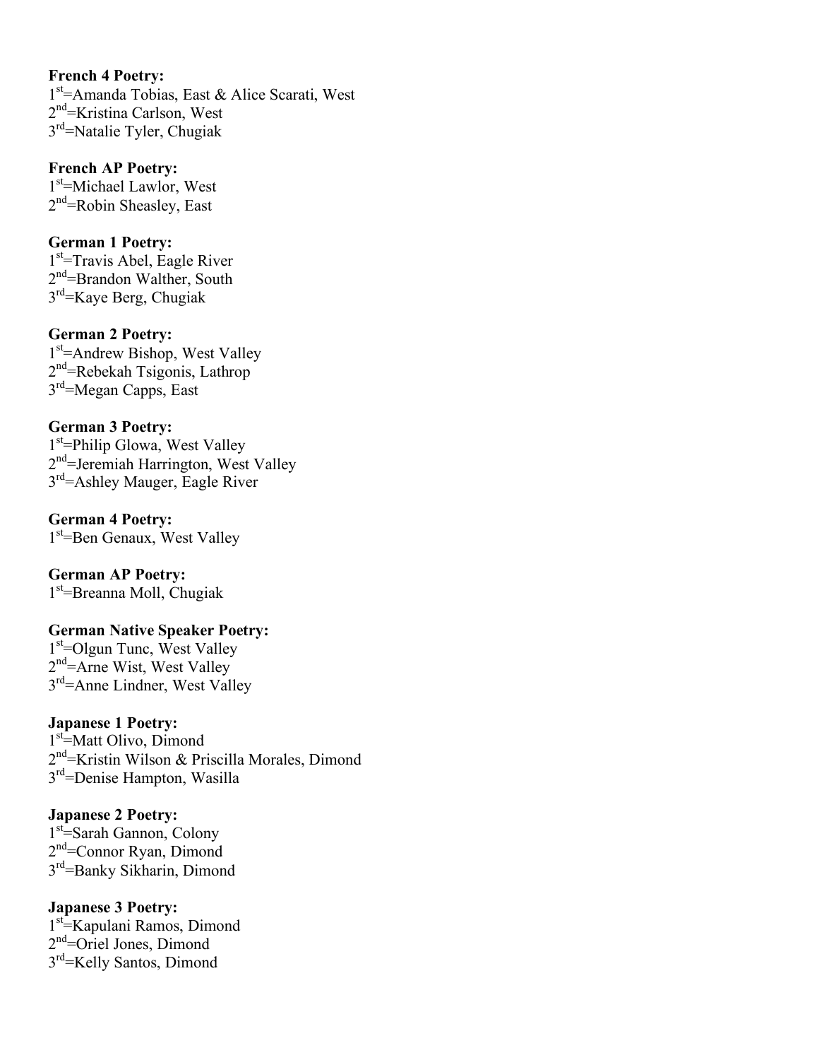**French 4 Poetry:**
1st=Amanda Tobias, East & Alice Scarati, West
2nd=Kristina Carlson, West
3rd=Natalie Tyler, Chugiak

**French AP Poetry:**
1st=Michael Lawlor, West
2nd=Robin Sheasley, East

**German 1 Poetry:**
1st=Travis Abel, Eagle River
2nd=Brandon Walther, South
3rd=Kaye Berg, Chugiak

**German 2 Poetry:**
1st=Andrew Bishop, West Valley
2nd=Rebekah Tsigonis, Lathrop
3rd=Megan Capps, East

**German 3 Poetry:**
1st=Philip Glowa, West Valley
2nd=Jeremiah Harrington, West Valley
3rd=Ashley Mauger, Eagle River

**German 4 Poetry:**
1st=Ben Genaux, West Valley

**German AP Poetry:**
1st=Breanna Moll, Chugiak

**German Native Speaker Poetry:**
1st=Olgun Tunc, West Valley
2nd=Arne Wist, West Valley
3rd=Anne Lindner, West Valley

**Japanese 1 Poetry:**
1st=Matt Olivo, Dimond
2nd=Kristin Wilson & Priscilla Morales, Dimond
3rd=Denise Hampton, Wasilla

**Japanese 2 Poetry:**
1st=Sarah Gannon, Colony
2nd=Connor Ryan, Dimond
3rd=Banky Sikharin, Dimond

**Japanese 3 Poetry:**
1st=Kapulani Ramos, Dimond
2nd=Oriel Jones, Dimond
3rd=Kelly Santos, Dimond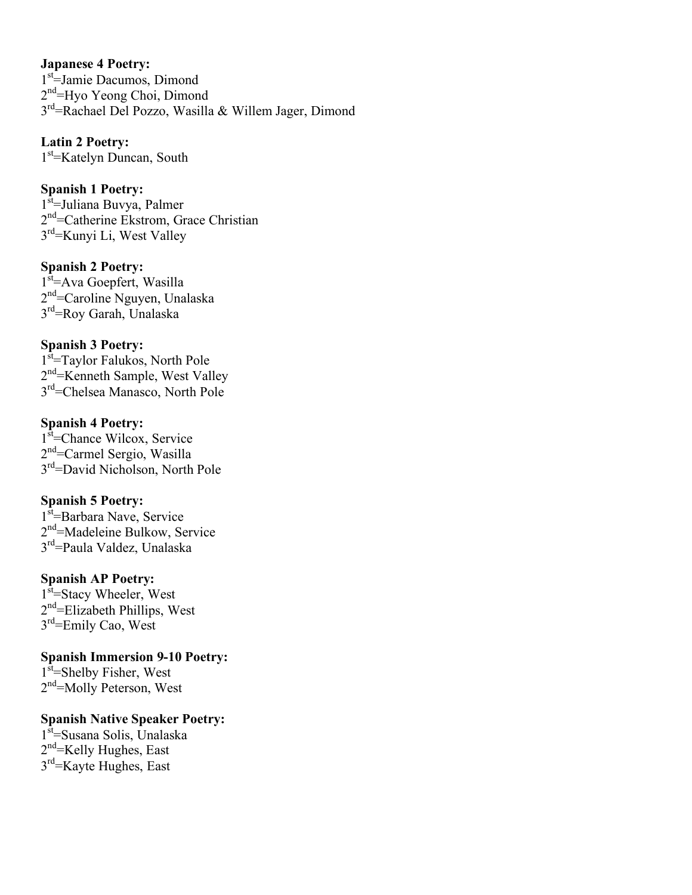**Japanese 4 Poetry:**
1st=Jamie Dacumos, Dimond
2nd=Hyo Yeong Choi, Dimond
3rd=Rachael Del Pozzo, Wasilla & Willem Jager, Dimond

**Latin 2 Poetry:**
1st=Katelyn Duncan, South

**Spanish 1 Poetry:**
1st=Juliana Buvya, Palmer
2nd=Catherine Ekstrom, Grace Christian
3rd=Kunyi Li, West Valley

**Spanish 2 Poetry:**
1st=Ava Goepfert, Wasilla
2nd=Caroline Nguyen, Unalaska
3rd=Roy Garah, Unalaska

**Spanish 3 Poetry:**
1st=Taylor Falukos, North Pole
2nd=Kenneth Sample, West Valley
3rd=Chelsea Manasco, North Pole

**Spanish 4 Poetry:**
1st=Chance Wilcox, Service
2nd=Carmel Sergio, Wasilla
3rd=David Nicholson, North Pole

**Spanish 5 Poetry:**
1st=Barbara Nave, Service
2nd=Madeleine Bulkow, Service
3rd=Paula Valdez, Unalaska

**Spanish AP Poetry:**
1st=Stacy Wheeler, West
2nd=Elizabeth Phillips, West
3rd=Emily Cao, West

**Spanish Immersion 9-10 Poetry:**
1st=Shelby Fisher, West
2nd=Molly Peterson, West

**Spanish Native Speaker Poetry:**
1st=Susana Solis, Unalaska
2nd=Kelly Hughes, East
3rd=Kayte Hughes, East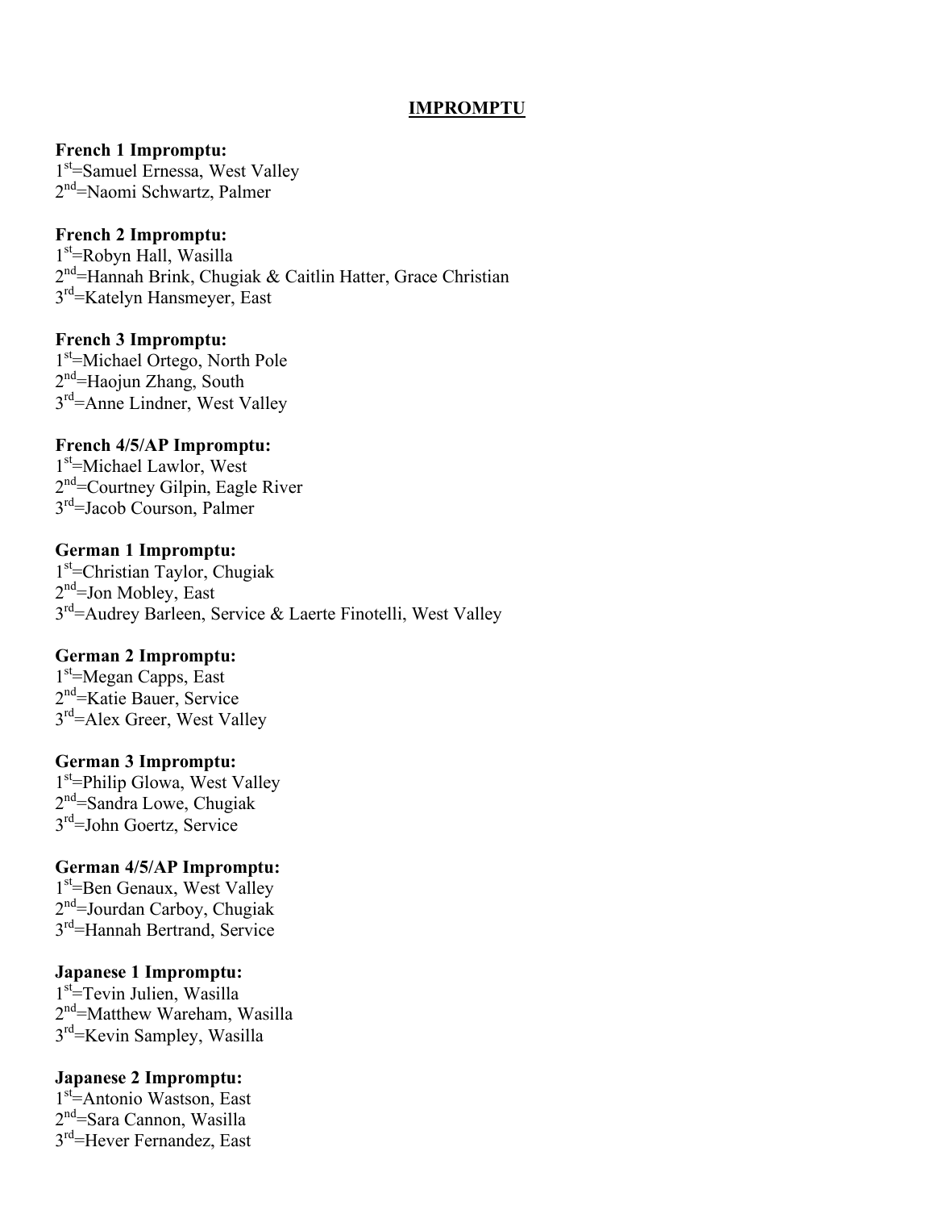# IMPROMPTU

**French 1 Impromptu:**
1st=Samuel Ernessa, West Valley
2nd=Naomi Schwartz, Palmer

**French 2 Impromptu:**
1st=Robyn Hall, Wasilla
2nd=Hannah Brink, Chugiak & Caitlin Hatter, Grace Christian
3rd=Katelyn Hansmeyer, East

**French 3 Impromptu:**
1st=Michael Ortego, North Pole
2nd=Haojun Zhang, South
3rd=Anne Lindner, West Valley

**French 4/5/AP Impromptu:**
1st=Michael Lawlor, West
2nd=Courtney Gilpin, Eagle River
3rd=Jacob Courson, Palmer

**German 1 Impromptu:**
1st=Christian Taylor, Chugiak
2nd=Jon Mobley, East
3rd=Audrey Barleen, Service & Laerte Finotelli, West Valley

**German 2 Impromptu:**
1st=Megan Capps, East
2nd=Katie Bauer, Service
3rd=Alex Greer, West Valley

**German 3 Impromptu:**
1st=Philip Glowa, West Valley
2nd=Sandra Lowe, Chugiak
3rd=John Goertz, Service

**German 4/5/AP Impromptu:**
1st=Ben Genaux, West Valley
2nd=Jourdan Carboy, Chugiak
3rd=Hannah Bertrand, Service

**Japanese 1 Impromptu:**
1st=Tevin Julien, Wasilla
2nd=Matthew Wareham, Wasilla
3rd=Kevin Sampley, Wasilla

**Japanese 2 Impromptu:**
1st=Antonio Wastson, East
2nd=Sara Cannon, Wasilla
3rd=Hever Fernandez, East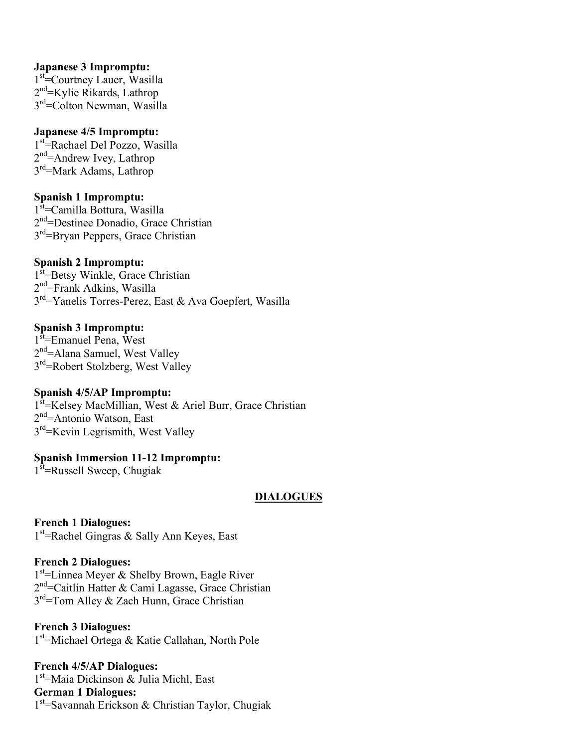**Japanese 3 Impromptu:**
1st=Courtney Lauer, Wasilla
2nd=Kylie Rikards, Lathrop
3rd=Colton Newman, Wasilla

**Japanese 4/5 Impromptu:**
1st=Rachael Del Pozzo, Wasilla
2nd=Andrew Ivey, Lathrop
3rd=Mark Adams, Lathrop

**Spanish 1 Impromptu:**
1st=Camilla Bottura, Wasilla
2nd=Destinee Donadio, Grace Christian
3rd=Bryan Peppers, Grace Christian

**Spanish 2 Impromptu:**
1st=Betsy Winkle, Grace Christian
2nd=Frank Adkins, Wasilla
3rd=Yanelis Torres-Perez, East & Ava Goepfert, Wasilla

**Spanish 3 Impromptu:**
1st=Emanuel Pena, West
2nd=Alana Samuel, West Valley
3rd=Robert Stolzberg, West Valley

**Spanish 4/5/AP Impromptu:**
1st=Kelsey MacMillian, West & Ariel Burr, Grace Christian
2nd=Antonio Watson, East
3rd=Kevin Legrismith, West Valley

**Spanish Immersion 11-12 Impromptu:**
1st=Russell Sweep, Chugiak

## DIALOGUES

**French 1 Dialogues:**
1st=Rachel Gingras & Sally Ann Keyes, East

**French 2 Dialogues:**
1st=Linnea Meyer & Shelby Brown, Eagle River
2nd=Caitlin Hatter & Cami Lagasse, Grace Christian
3rd=Tom Alley & Zach Hunn, Grace Christian

**French 3 Dialogues:**
1st=Michael Ortega & Katie Callahan, North Pole

**French 4/5/AP Dialogues:**
1st=Maia Dickinson & Julia Michl, East

**German 1 Dialogues:**
1st=Savannah Erickson & Christian Taylor, Chugiak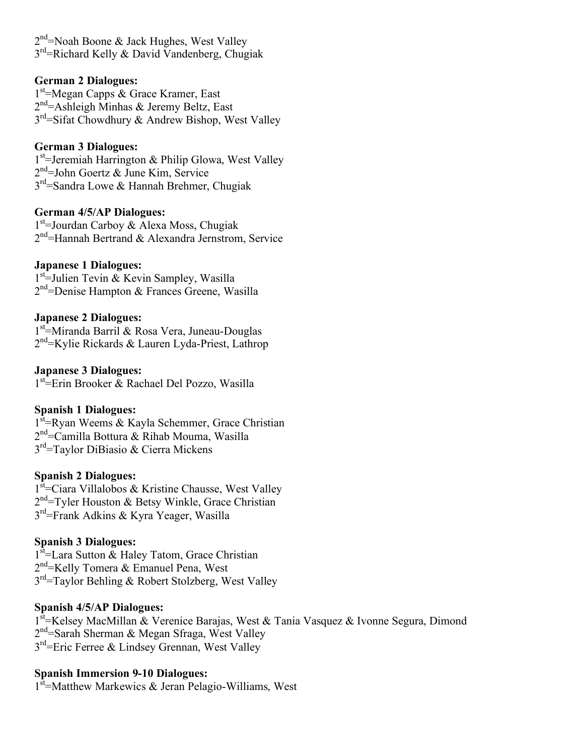2nd=Noah Boone & Jack Hughes, West Valley
3rd=Richard Kelly & David Vandenberg, Chugiak

**German 2 Dialogues:**
1st=Megan Capps & Grace Kramer, East
2nd=Ashleigh Minhas & Jeremy Beltz, East
3rd=Sifat Chowdhury & Andrew Bishop, West Valley

**German 3 Dialogues:**
1st=Jeremiah Harrington & Philip Glowa, West Valley
2nd=John Goertz & June Kim, Service
3rd=Sandra Lowe & Hannah Brehmer, Chugiak

**German 4/5/AP Dialogues:**
1st=Jourdan Carboy & Alexa Moss, Chugiak
2nd=Hannah Bertrand & Alexandra Jernstrom, Service

**Japanese 1 Dialogues:**
1st=Julien Tevin & Kevin Sampley, Wasilla
2nd=Denise Hampton & Frances Greene, Wasilla

**Japanese 2 Dialogues:**
1st=Miranda Barril & Rosa Vera, Juneau-Douglas
2nd=Kylie Rickards & Lauren Lyda-Priest, Lathrop

**Japanese 3 Dialogues:**
1st=Erin Brooker & Rachael Del Pozzo, Wasilla

**Spanish 1 Dialogues:**
1st=Ryan Weems & Kayla Schemmer, Grace Christian
2nd=Camilla Bottura & Rihab Mouma, Wasilla
3rd=Taylor DiBiasio & Cierra Mickens

**Spanish 2 Dialogues:**
1st=Ciara Villalobos & Kristine Chausse, West Valley
2nd=Tyler Houston & Betsy Winkle, Grace Christian
3rd=Frank Adkins & Kyra Yeager, Wasilla

**Spanish 3 Dialogues:**
1st=Lara Sutton & Haley Tatom, Grace Christian
2nd=Kelly Tomera & Emanuel Pena, West
3rd=Taylor Behling & Robert Stolzberg, West Valley

**Spanish 4/5/AP Dialogues:**
1st=Kelsey MacMillan & Verenice Barajas, West & Tania Vasquez & Ivonne Segura, Dimond
2nd=Sarah Sherman & Megan Sfraga, West Valley
3rd=Eric Ferree & Lindsey Grennan, West Valley

**Spanish Immersion 9-10 Dialogues:**
1st=Matthew Markewics & Jeran Pelagio-Williams, West